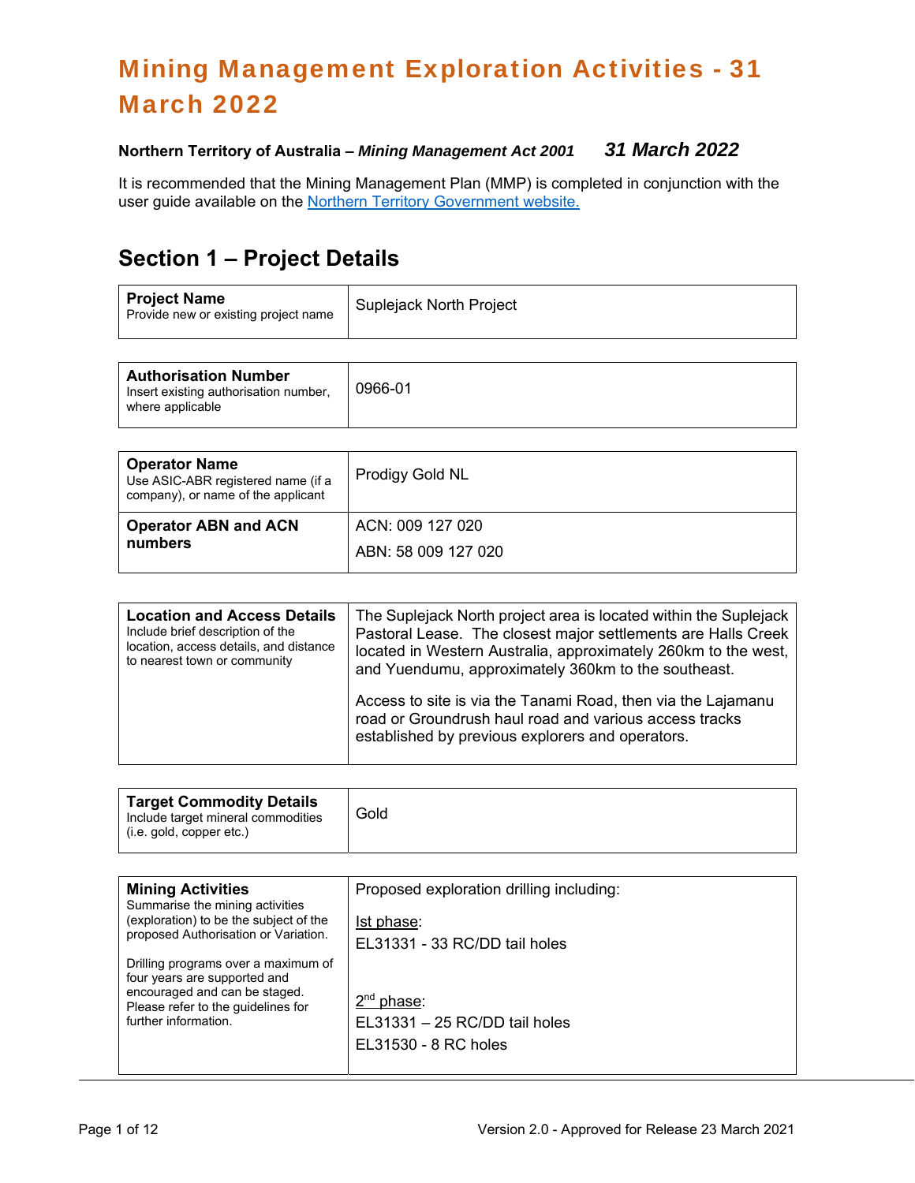# Mining Management Exploration Activities - 31 March 2022

**Northern Territory of Australia –** ***Mining Management Act 2001*** ***31 March 2022***

It is recommended that the Mining Management Plan (MMP) is completed in conjunction with the user guide available on the Northern Territory Government website.

## Section 1 – Project Details

| **Project Name**<br>Provide new or existing project name | Suplejack North Project |
|---|---|

| **Authorisation Number**<br>Insert existing authorisation number, where applicable | 0966-01 |
|---|---|

| **Operator Name**<br>Use ASIC-ABR registered name (if a company), or name of the applicant | Prodigy Gold NL |
|---|---|
| **Operator ABN and ACN numbers** | ACN: 009 127 020<br>ABN: 58 009 127 020 |

| **Location and Access Details**<br>Include brief description of the location, access details, and distance to nearest town or community | The Suplejack North project area is located within the Suplejack Pastoral Lease. The closest major settlements are Halls Creek located in Western Australia, approximately 260km to the west, and Yuendumu, approximately 360km to the southeast.<br><br>Access to site is via the Tanami Road, then via the Lajamanu road or Groundrush haul road and various access tracks established by previous explorers and operators. |
|---|---|

| **Target Commodity Details**<br>Include target mineral commodities (i.e. gold, copper etc.) | Gold |
|---|---|

| **Mining Activities**<br>Summarise the mining activities (exploration) to be the subject of the proposed Authorisation or Variation.<br><br>Drilling programs over a maximum of four years are supported and encouraged and can be staged. Please refer to the guidelines for further information. | Proposed exploration drilling including:<br><br>Ist phase:<br>EL31331 - 33 RC/DD tail holes<br><br>2nd phase:<br>EL31331 – 25 RC/DD tail holes<br>EL31530 - 8 RC holes |
|---|---|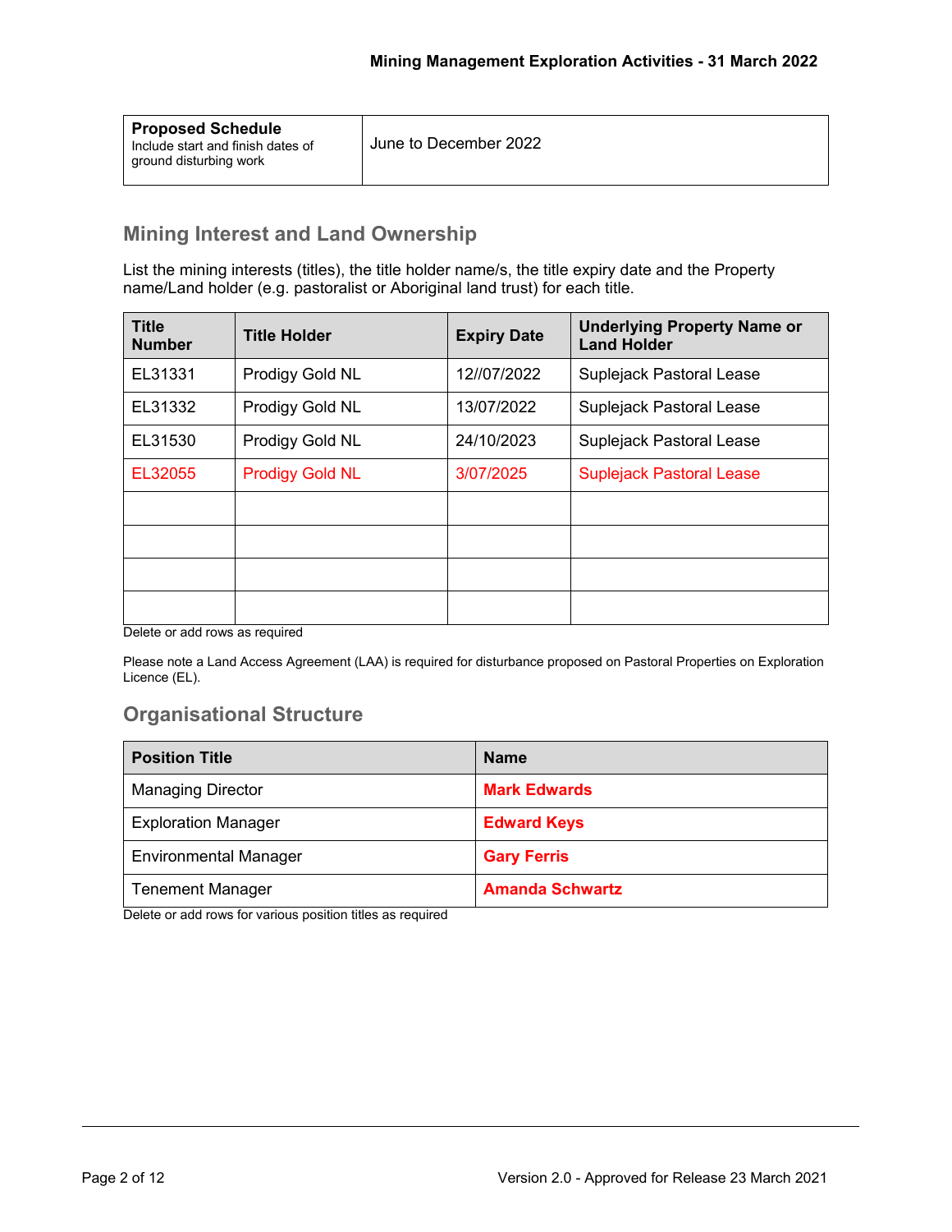| **Proposed Schedule** Include start and finish dates of ground disturbing work | June to December 2022 |
|---|---|

## Mining Interest and Land Ownership

List the mining interests (titles), the title holder name/s, the title expiry date and the Property name/Land holder (e.g. pastoralist or Aboriginal land trust) for each title.

| Title Number | Title Holder | Expiry Date | Underlying Property Name or Land Holder |
|---|---|---|---|
| EL31331 | Prodigy Gold NL | 12//07/2022 | Suplejack Pastoral Lease |
| EL31332 | Prodigy Gold NL | 13/07/2022 | Suplejack Pastoral Lease |
| EL31530 | Prodigy Gold NL | 24/10/2023 | Suplejack Pastoral Lease |
| EL32055 | Prodigy Gold NL | 3/07/2025 | Suplejack Pastoral Lease |
| | | | |
| | | | |
| | | | |
| | | | |

Delete or add rows as required

Please note a Land Access Agreement (LAA) is required for disturbance proposed on Pastoral Properties on Exploration Licence (EL).

## Organisational Structure

| Position Title | Name |
|---|---|
| Managing Director | **Mark Edwards** |
| Exploration Manager | **Edward Keys** |
| Environmental Manager | **Gary Ferris** |
| Tenement Manager | **Amanda Schwartz** |

Delete or add rows for various position titles as required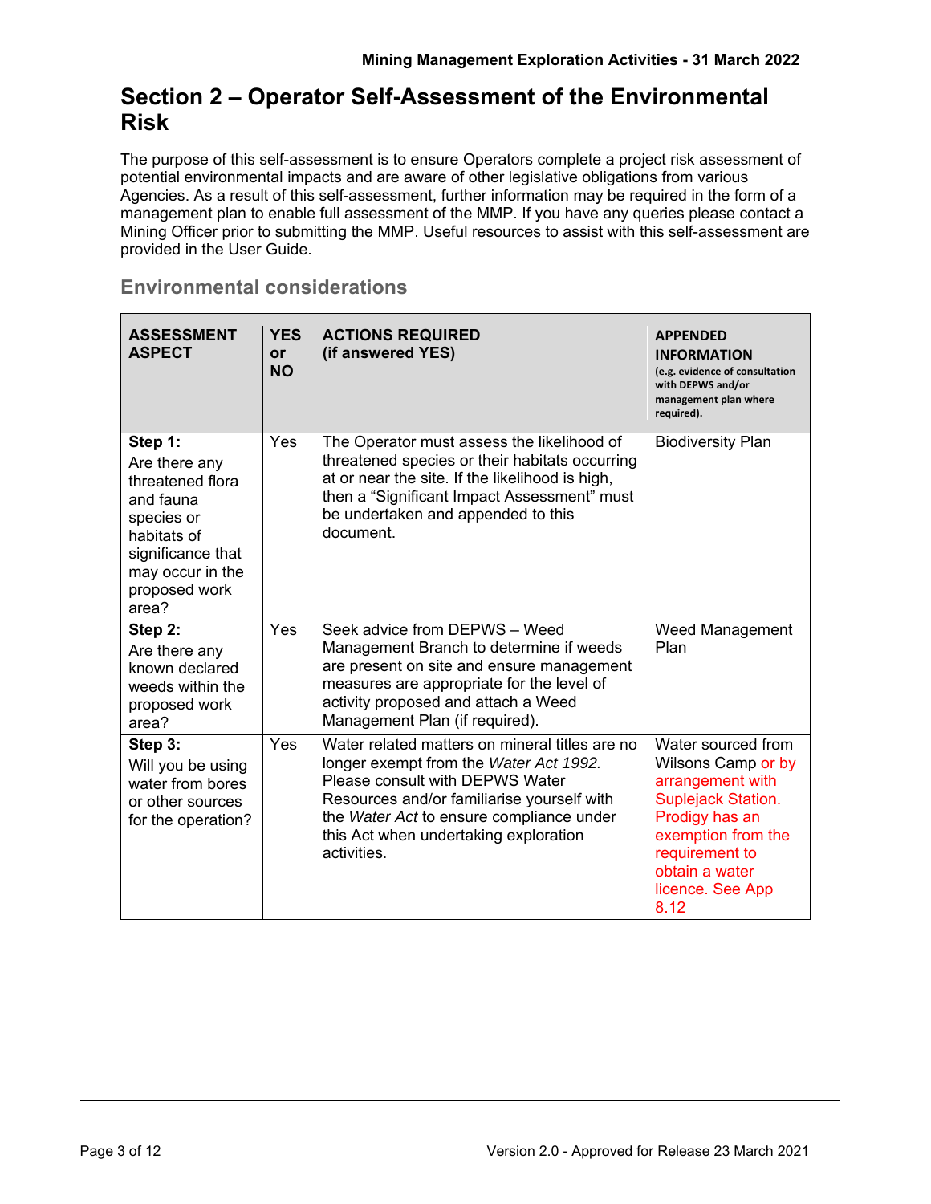# Section 2 – Operator Self-Assessment of the Environmental Risk

The purpose of this self-assessment is to ensure Operators complete a project risk assessment of potential environmental impacts and are aware of other legislative obligations from various Agencies. As a result of this self-assessment, further information may be required in the form of a management plan to enable full assessment of the MMP. If you have any queries please contact a Mining Officer prior to submitting the MMP. Useful resources to assist with this self-assessment are provided in the User Guide.

## Environmental considerations

| ASSESSMENT ASPECT | YES or NO | ACTIONS REQUIRED (if answered YES) | APPENDED INFORMATION (e.g. evidence of consultation with DEPWS and/or management plan where required). |
|---|---|---|---|
| **Step 1:** Are there any threatened flora and fauna species or habitats of significance that may occur in the proposed work area? | Yes | The Operator must assess the likelihood of threatened species or their habitats occurring at or near the site. If the likelihood is high, then a "Significant Impact Assessment" must be undertaken and appended to this document. | Biodiversity Plan |
| **Step 2:** Are there any known declared weeds within the proposed work area? | Yes | Seek advice from DEPWS – Weed Management Branch to determine if weeds are present on site and ensure management measures are appropriate for the level of activity proposed and attach a Weed Management Plan (if required). | Weed Management Plan |
| **Step 3:** Will you be using water from bores or other sources for the operation? | Yes | Water related matters on mineral titles are no longer exempt from the *Water Act 1992.* Please consult with DEPWS Water Resources and/or familiarise yourself with the *Water Act* to ensure compliance under this Act when undertaking exploration activities. | Water sourced from Wilsons Camp or by arrangement with Suplejack Station. Prodigy has an exemption from the requirement to obtain a water licence. See App 8.12 |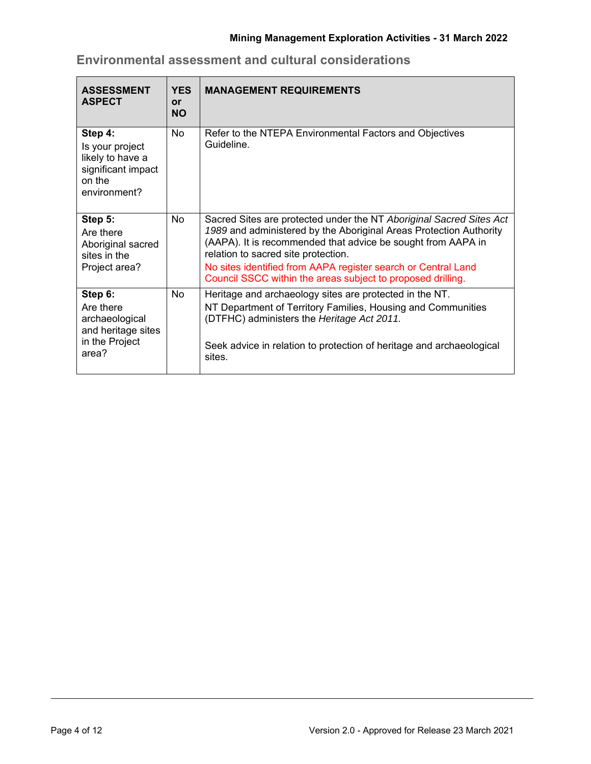## Environmental assessment and cultural considerations

| ASSESSMENT ASPECT | YES or NO | MANAGEMENT REQUIREMENTS |
|---|---|---|
| **Step 4:** Is your project likely to have a significant impact on the environment? | No | Refer to the NTEPA Environmental Factors and Objectives Guideline. |
| **Step 5:** Are there Aboriginal sacred sites in the Project area? | No | Sacred Sites are protected under the NT *Aboriginal Sacred Sites Act 1989* and administered by the Aboriginal Areas Protection Authority (AAPA). It is recommended that advice be sought from AAPA in relation to sacred site protection. No sites identified from AAPA register search or Central Land Council SSCC within the areas subject to proposed drilling. |
| **Step 6:** Are there archaeological and heritage sites in the Project area? | No | Heritage and archaeology sites are protected in the NT. NT Department of Territory Families, Housing and Communities (DTFHC) administers the *Heritage Act 2011.* Seek advice in relation to protection of heritage and archaeological sites. |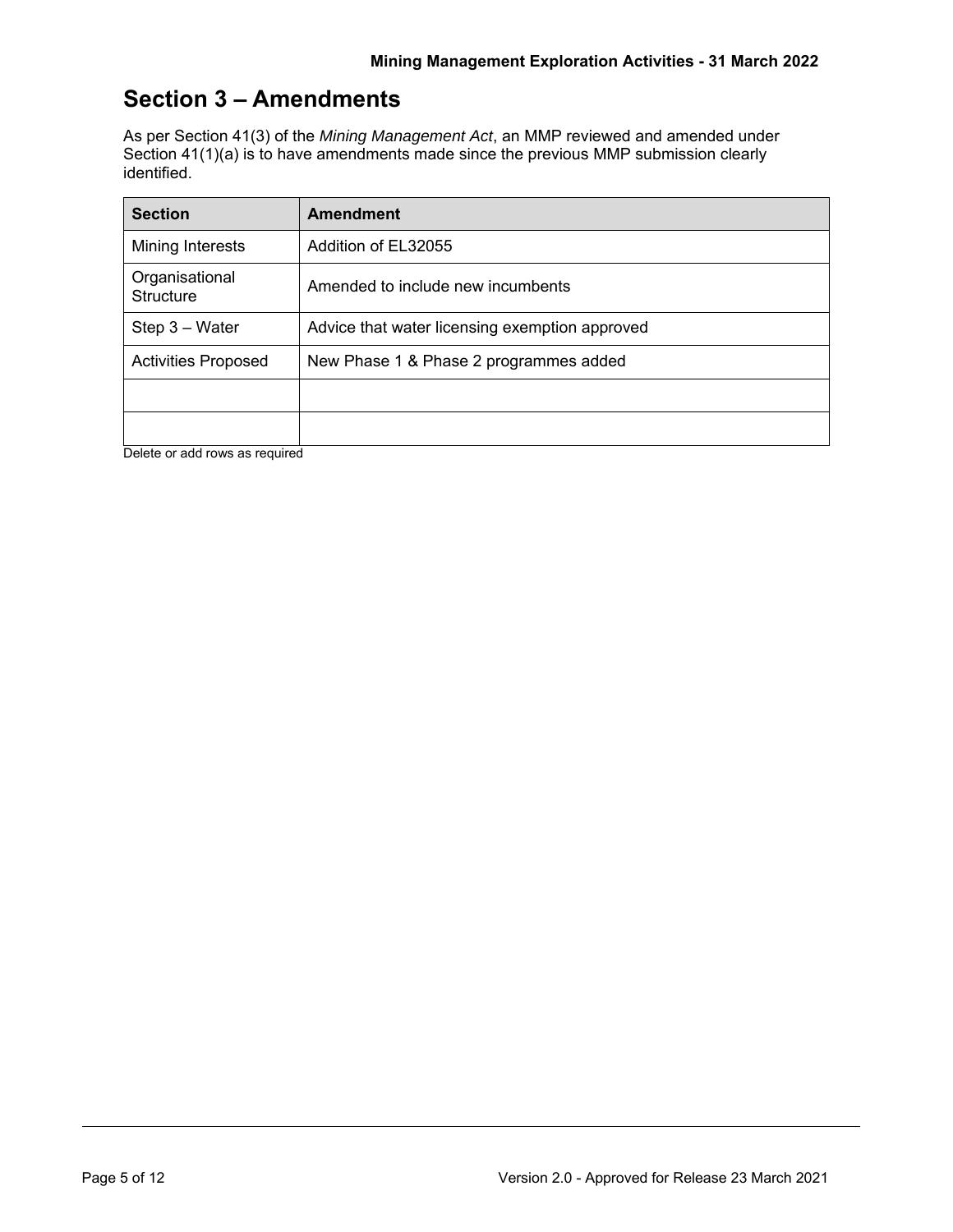# Section 3 – Amendments

As per Section 41(3) of the *Mining Management Act*, an MMP reviewed and amended under Section 41(1)(a) is to have amendments made since the previous MMP submission clearly identified.

| Section | Amendment |
| --- | --- |
| Mining Interests | Addition of EL32055 |
| Organisational Structure | Amended to include new incumbents |
| Step 3 – Water | Advice that water licensing exemption approved |
| Activities Proposed | New Phase 1 & Phase 2 programmes added |
| | |
| | |

Delete or add rows as required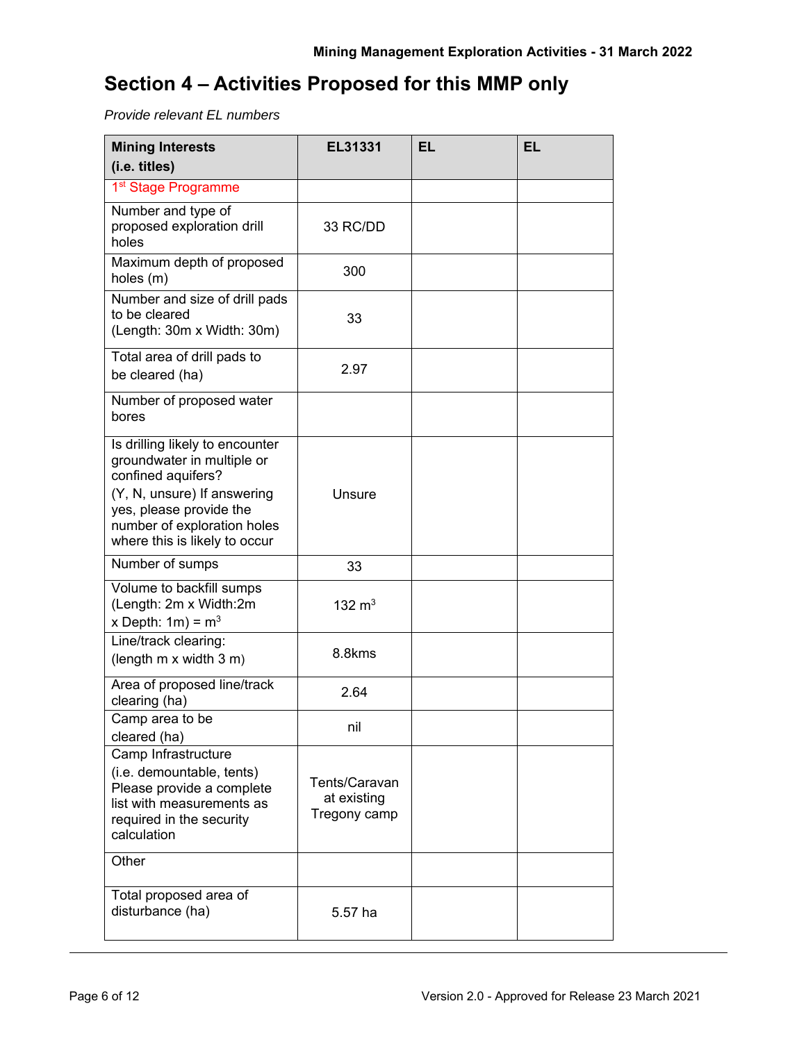## Section 4 – Activities Proposed for this MMP only

*Provide relevant EL numbers*

| Mining Interests (i.e. titles) | EL31331 | EL | EL |
|---|---|---|---|
| 1st Stage Programme | | | |
| Number and type of proposed exploration drill holes | 33 RC/DD | | |
| Maximum depth of proposed holes (m) | 300 | | |
| Number and size of drill pads to be cleared (Length: 30m x Width: 30m) | 33 | | |
| Total area of drill pads to be cleared (ha) | 2.97 | | |
| Number of proposed water bores | | | |
| Is drilling likely to encounter groundwater in multiple or confined aquifers? (Y, N, unsure) If answering yes, please provide the number of exploration holes where this is likely to occur | Unsure | | |
| Number of sumps | 33 | | |
| Volume to backfill sumps (Length: 2m x Width:2m x Depth: 1m) = $m^3$ | 132 $m^3$ | | |
| Line/track clearing: (length m x width 3 m) | 8.8kms | | |
| Area of proposed line/track clearing (ha) | 2.64 | | |
| Camp area to be cleared (ha) | nil | | |
| Camp Infrastructure (i.e. demountable, tents) Please provide a complete list with measurements as required in the security calculation | Tents/Caravan at existing Tregony camp | | |
| Other | | | |
| Total proposed area of disturbance (ha) | 5.57 ha | | |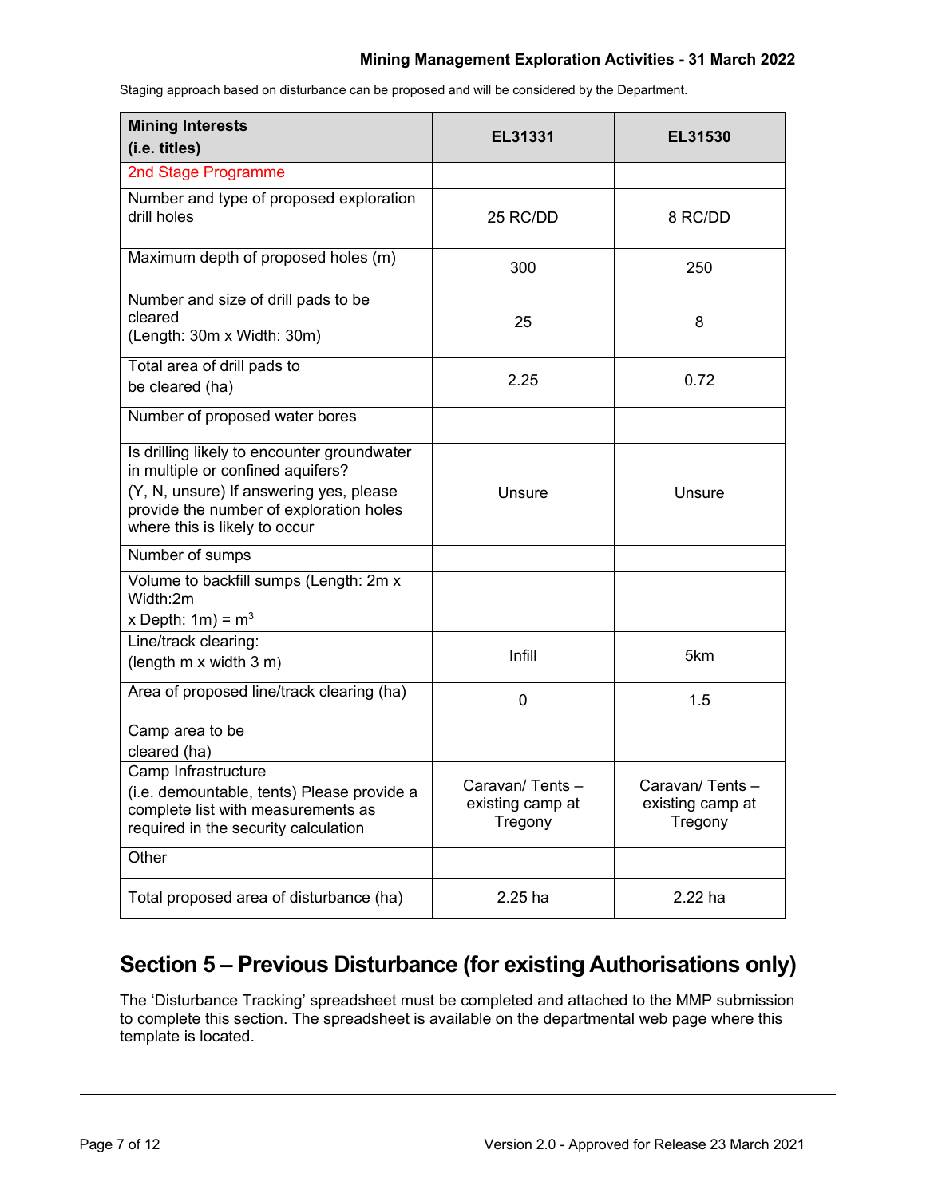Staging approach based on disturbance can be proposed and will be considered by the Department.

| Mining Interests (i.e. titles) | EL31331 | EL31530 |
|---|---|---|
| 2nd Stage Programme | | |
| Number and type of proposed exploration drill holes | 25 RC/DD | 8 RC/DD |
| Maximum depth of proposed holes (m) | 300 | 250 |
| Number and size of drill pads to be cleared (Length: 30m x Width: 30m) | 25 | 8 |
| Total area of drill pads to be cleared (ha) | 2.25 | 0.72 |
| Number of proposed water bores | | |
| Is drilling likely to encounter groundwater in multiple or confined aquifers? (Y, N, unsure) If answering yes, please provide the number of exploration holes where this is likely to occur | Unsure | Unsure |
| Number of sumps | | |
| Volume to backfill sumps (Length: 2m x Width:2m x Depth: 1m) = $m^3$ | | |
| Line/track clearing: (length m x width 3 m) | Infill | 5km |
| Area of proposed line/track clearing (ha) | 0 | 1.5 |
| Camp area to be cleared (ha) | | |
| Camp Infrastructure (i.e. demountable, tents) Please provide a complete list with measurements as required in the security calculation | Caravan/ Tents – existing camp at Tregony | Caravan/ Tents – existing camp at Tregony |
| Other | | |
| Total proposed area of disturbance (ha) | 2.25 ha | 2.22 ha |

## Section 5 – Previous Disturbance (for existing Authorisations only)

The 'Disturbance Tracking' spreadsheet must be completed and attached to the MMP submission to complete this section. The spreadsheet is available on the departmental web page where this template is located.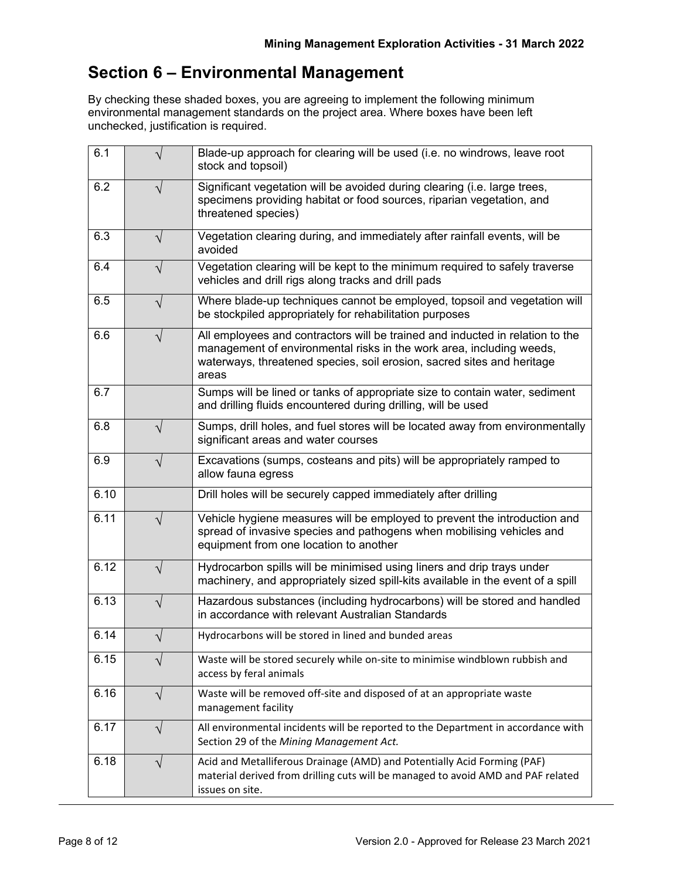## Section 6 – Environmental Management

By checking these shaded boxes, you are agreeing to implement the following minimum environmental management standards on the project area. Where boxes have been left unchecked, justification is required.

| | | |
|---|---|---|
| 6.1 | √ | Blade-up approach for clearing will be used (i.e. no windrows, leave root stock and topsoil) |
| 6.2 | √ | Significant vegetation will be avoided during clearing (i.e. large trees, specimens providing habitat or food sources, riparian vegetation, and threatened species) |
| 6.3 | √ | Vegetation clearing during, and immediately after rainfall events, will be avoided |
| 6.4 | √ | Vegetation clearing will be kept to the minimum required to safely traverse vehicles and drill rigs along tracks and drill pads |
| 6.5 | √ | Where blade-up techniques cannot be employed, topsoil and vegetation will be stockpiled appropriately for rehabilitation purposes |
| 6.6 | √ | All employees and contractors will be trained and inducted in relation to the management of environmental risks in the work area, including weeds, waterways, threatened species, soil erosion, sacred sites and heritage areas |
| 6.7 | | Sumps will be lined or tanks of appropriate size to contain water, sediment and drilling fluids encountered during drilling, will be used |
| 6.8 | √ | Sumps, drill holes, and fuel stores will be located away from environmentally significant areas and water courses |
| 6.9 | √ | Excavations (sumps, costeans and pits) will be appropriately ramped to allow fauna egress |
| 6.10 | | Drill holes will be securely capped immediately after drilling |
| 6.11 | √ | Vehicle hygiene measures will be employed to prevent the introduction and spread of invasive species and pathogens when mobilising vehicles and equipment from one location to another |
| 6.12 | √ | Hydrocarbon spills will be minimised using liners and drip trays under machinery, and appropriately sized spill-kits available in the event of a spill |
| 6.13 | √ | Hazardous substances (including hydrocarbons) will be stored and handled in accordance with relevant Australian Standards |
| 6.14 | √ | Hydrocarbons will be stored in lined and bunded areas |
| 6.15 | √ | Waste will be stored securely while on-site to minimise windblown rubbish and access by feral animals |
| 6.16 | √ | Waste will be removed off-site and disposed of at an appropriate waste management facility |
| 6.17 | √ | All environmental incidents will be reported to the Department in accordance with Section 29 of the *Mining Management Act.* |
| 6.18 | √ | Acid and Metalliferous Drainage (AMD) and Potentially Acid Forming (PAF) material derived from drilling cuts will be managed to avoid AMD and PAF related issues on site. |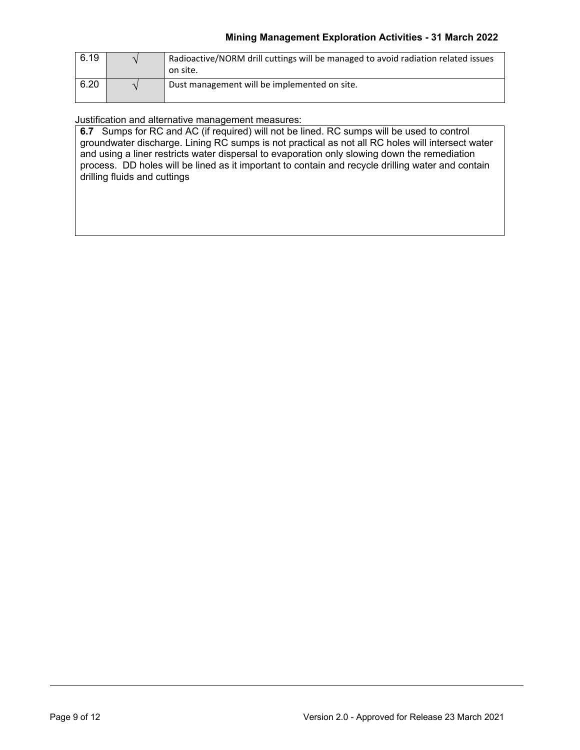| | | |
|---|---|---|
| 6.19 | √ | Radioactive/NORM drill cuttings will be managed to avoid radiation related issues on site. |
| 6.20 | √ | Dust management will be implemented on site. |

Justification and alternative management measures:

**6.7** Sumps for RC and AC (if required) will not be lined. RC sumps will be used to control groundwater discharge. Lining RC sumps is not practical as not all RC holes will intersect water and using a liner restricts water dispersal to evaporation only slowing down the remediation process. DD holes will be lined as it important to contain and recycle drilling water and contain drilling fluids and cuttings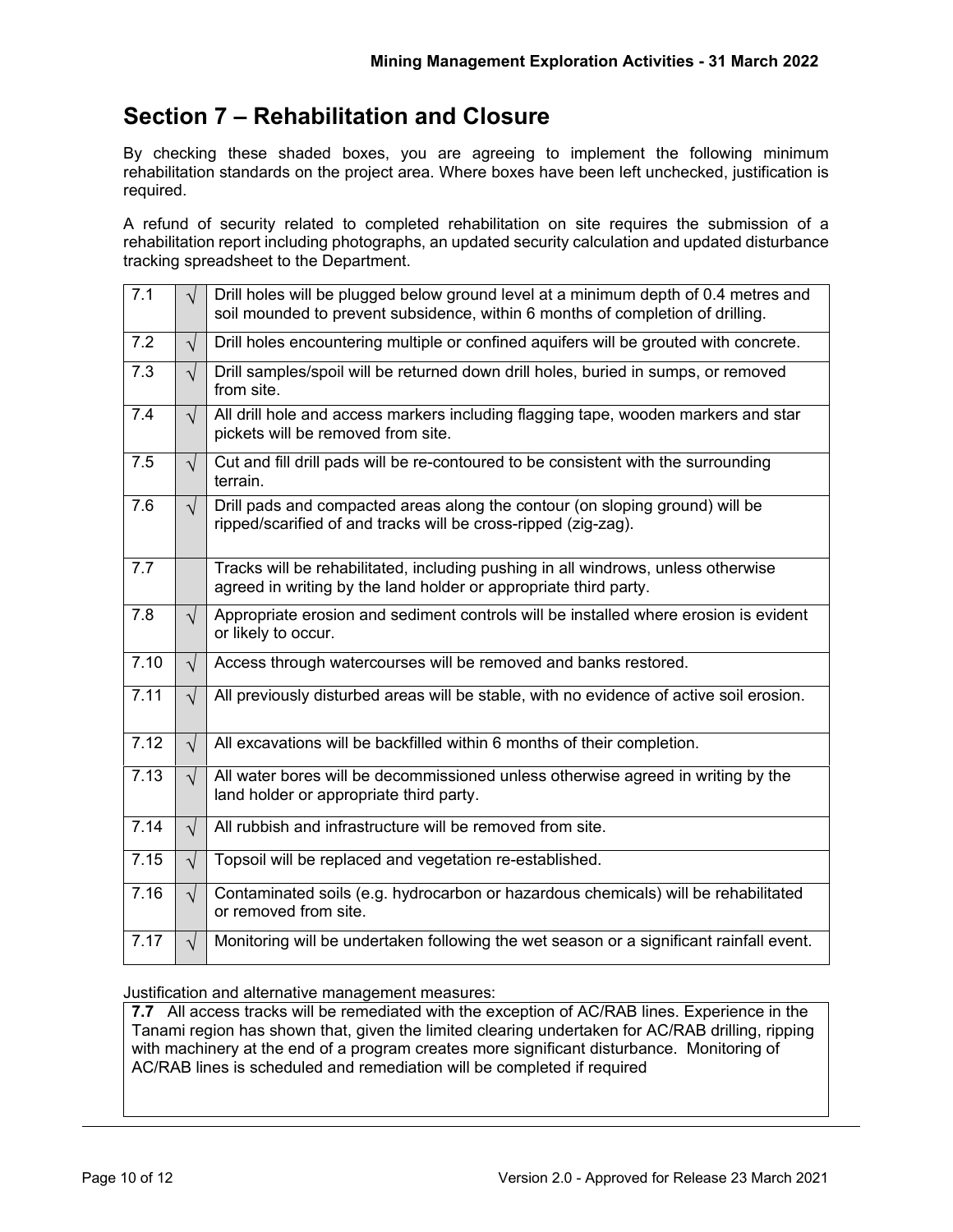## Section 7 – Rehabilitation and Closure

By checking these shaded boxes, you are agreeing to implement the following minimum rehabilitation standards on the project area. Where boxes have been left unchecked, justification is required.

A refund of security related to completed rehabilitation on site requires the submission of a rehabilitation report including photographs, an updated security calculation and updated disturbance tracking spreadsheet to the Department.

| | | |
|---|---|---|
| 7.1 | √ | Drill holes will be plugged below ground level at a minimum depth of 0.4 metres and soil mounded to prevent subsidence, within 6 months of completion of drilling. |
| 7.2 | √ | Drill holes encountering multiple or confined aquifers will be grouted with concrete. |
| 7.3 | √ | Drill samples/spoil will be returned down drill holes, buried in sumps, or removed from site. |
| 7.4 | √ | All drill hole and access markers including flagging tape, wooden markers and star pickets will be removed from site. |
| 7.5 | √ | Cut and fill drill pads will be re-contoured to be consistent with the surrounding terrain. |
| 7.6 | √ | Drill pads and compacted areas along the contour (on sloping ground) will be ripped/scarified of and tracks will be cross-ripped (zig-zag). |
| 7.7 | | Tracks will be rehabilitated, including pushing in all windrows, unless otherwise agreed in writing by the land holder or appropriate third party. |
| 7.8 | √ | Appropriate erosion and sediment controls will be installed where erosion is evident or likely to occur. |
| 7.10 | √ | Access through watercourses will be removed and banks restored. |
| 7.11 | √ | All previously disturbed areas will be stable, with no evidence of active soil erosion. |
| 7.12 | √ | All excavations will be backfilled within 6 months of their completion. |
| 7.13 | √ | All water bores will be decommissioned unless otherwise agreed in writing by the land holder or appropriate third party. |
| 7.14 | √ | All rubbish and infrastructure will be removed from site. |
| 7.15 | √ | Topsoil will be replaced and vegetation re-established. |
| 7.16 | √ | Contaminated soils (e.g. hydrocarbon or hazardous chemicals) will be rehabilitated or removed from site. |
| 7.17 | √ | Monitoring will be undertaken following the wet season or a significant rainfall event. |

Justification and alternative management measures:

**7.7** All access tracks will be remediated with the exception of AC/RAB lines. Experience in the Tanami region has shown that, given the limited clearing undertaken for AC/RAB drilling, ripping with machinery at the end of a program creates more significant disturbance. Monitoring of AC/RAB lines is scheduled and remediation will be completed if required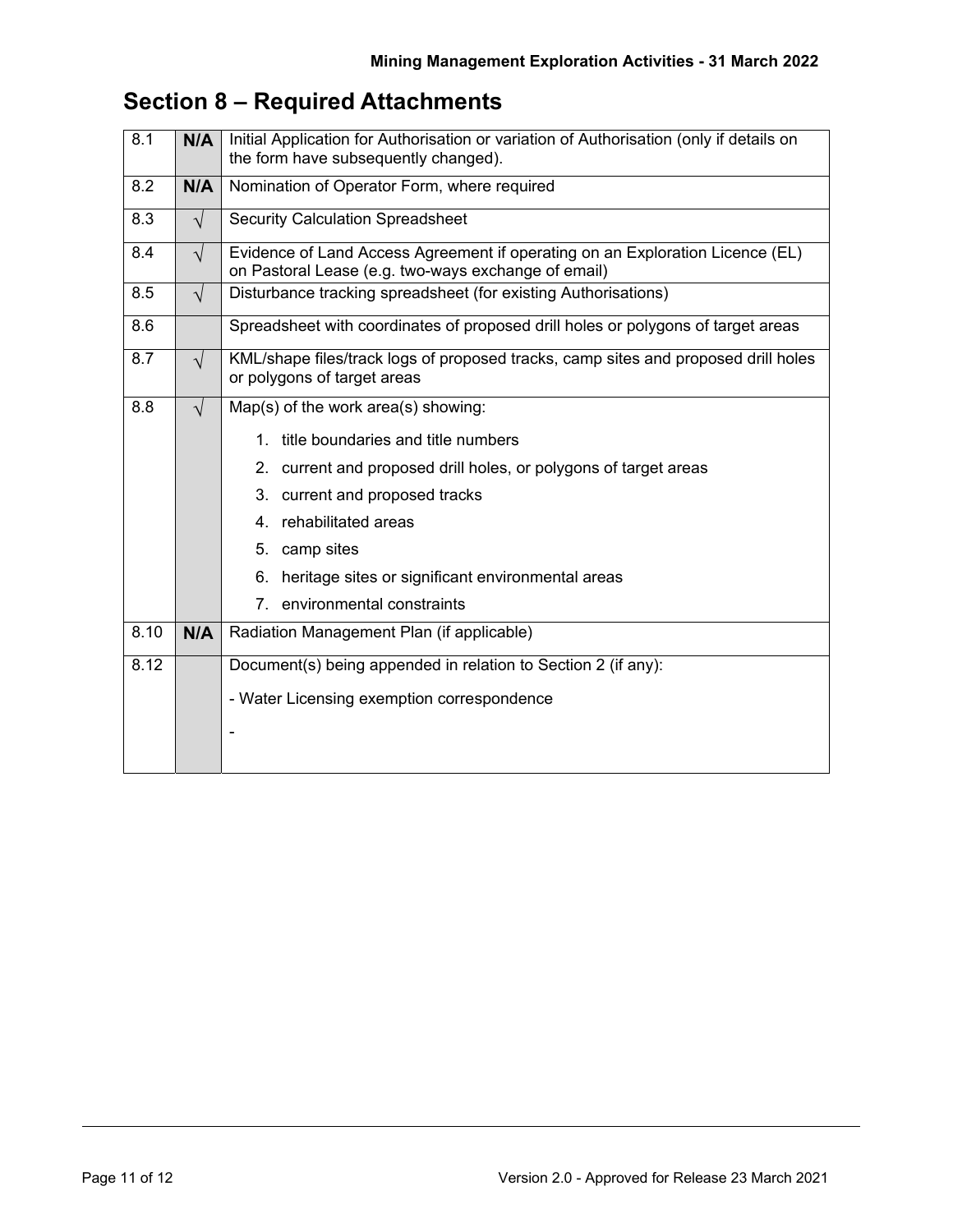## Section 8 – Required Attachments

| | | |
|---|---|---|
| 8.1 | **N/A** | Initial Application for Authorisation or variation of Authorisation (only if details on the form have subsequently changed). |
| 8.2 | **N/A** | Nomination of Operator Form, where required |
| 8.3 | √ | Security Calculation Spreadsheet |
| 8.4 | √ | Evidence of Land Access Agreement if operating on an Exploration Licence (EL) on Pastoral Lease (e.g. two-ways exchange of email) |
| 8.5 | √ | Disturbance tracking spreadsheet (for existing Authorisations) |
| 8.6 | | Spreadsheet with coordinates of proposed drill holes or polygons of target areas |
| 8.7 | √ | KML/shape files/track logs of proposed tracks, camp sites and proposed drill holes or polygons of target areas |
| 8.8 | √ | Map(s) of the work area(s) showing:<br>1. title boundaries and title numbers<br>2. current and proposed drill holes, or polygons of target areas<br>3. current and proposed tracks<br>4. rehabilitated areas<br>5. camp sites<br>6. heritage sites or significant environmental areas<br>7. environmental constraints |
| 8.10 | **N/A** | Radiation Management Plan (if applicable) |
| 8.12 | | Document(s) being appended in relation to Section 2 (if any):<br>- Water Licensing exemption correspondence<br>- |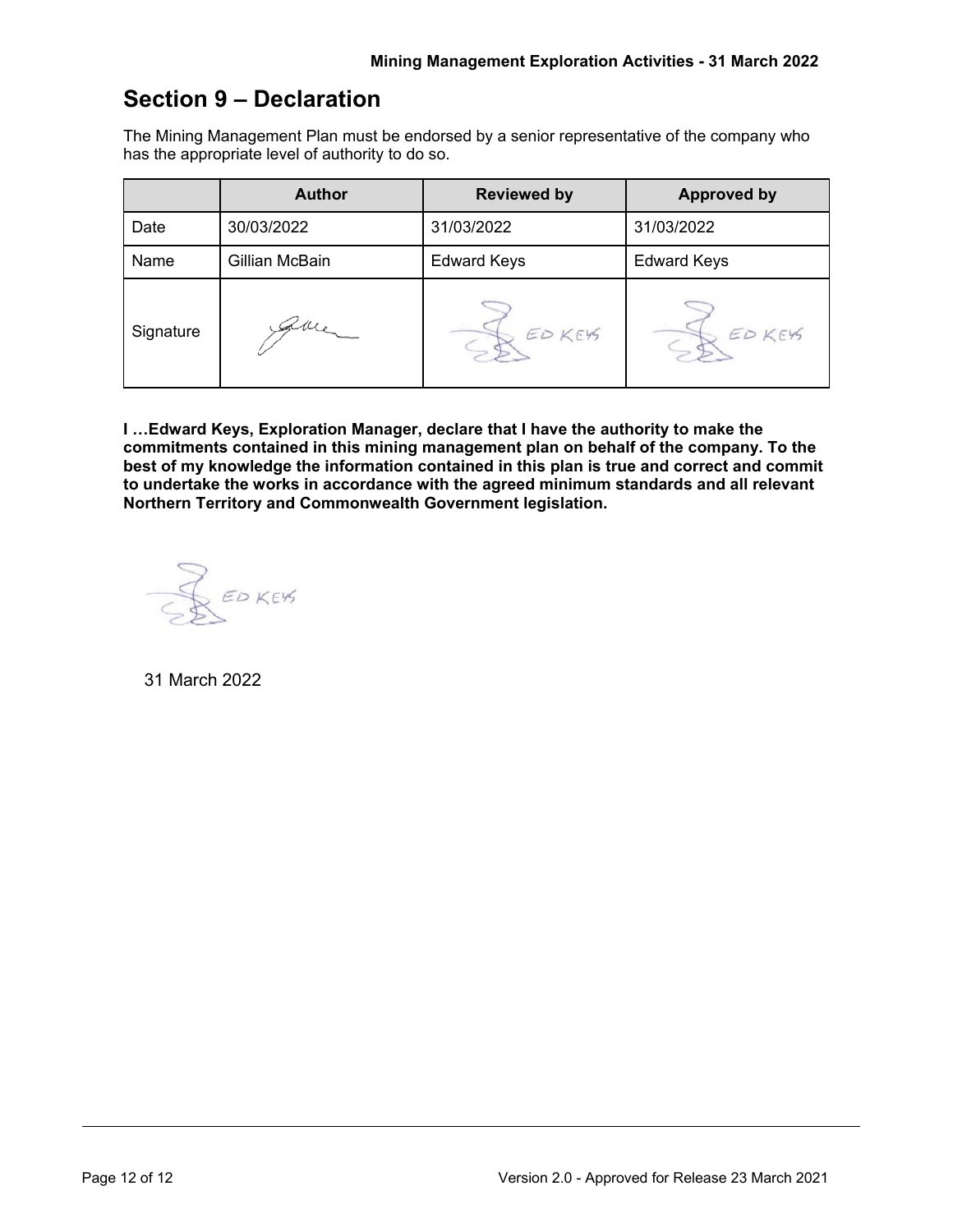## Section 9 – Declaration

The Mining Management Plan must be endorsed by a senior representative of the company who has the appropriate level of authority to do so.

| | Author | Reviewed by | Approved by |
|---|---|---|---|
| Date | 30/03/2022 | 31/03/2022 | 31/03/2022 |
| Name | Gillian McBain | Edward Keys | Edward Keys |
| Signature | | ED KEYS | ED KEYS |

**I …Edward Keys, Exploration Manager, declare that I have the authority to make the commitments contained in this mining management plan on behalf of the company. To the best of my knowledge the information contained in this plan is true and correct and commit to undertake the works in accordance with the agreed minimum standards and all relevant Northern Territory and Commonwealth Government legislation.**

ED KEYS

31 March 2022